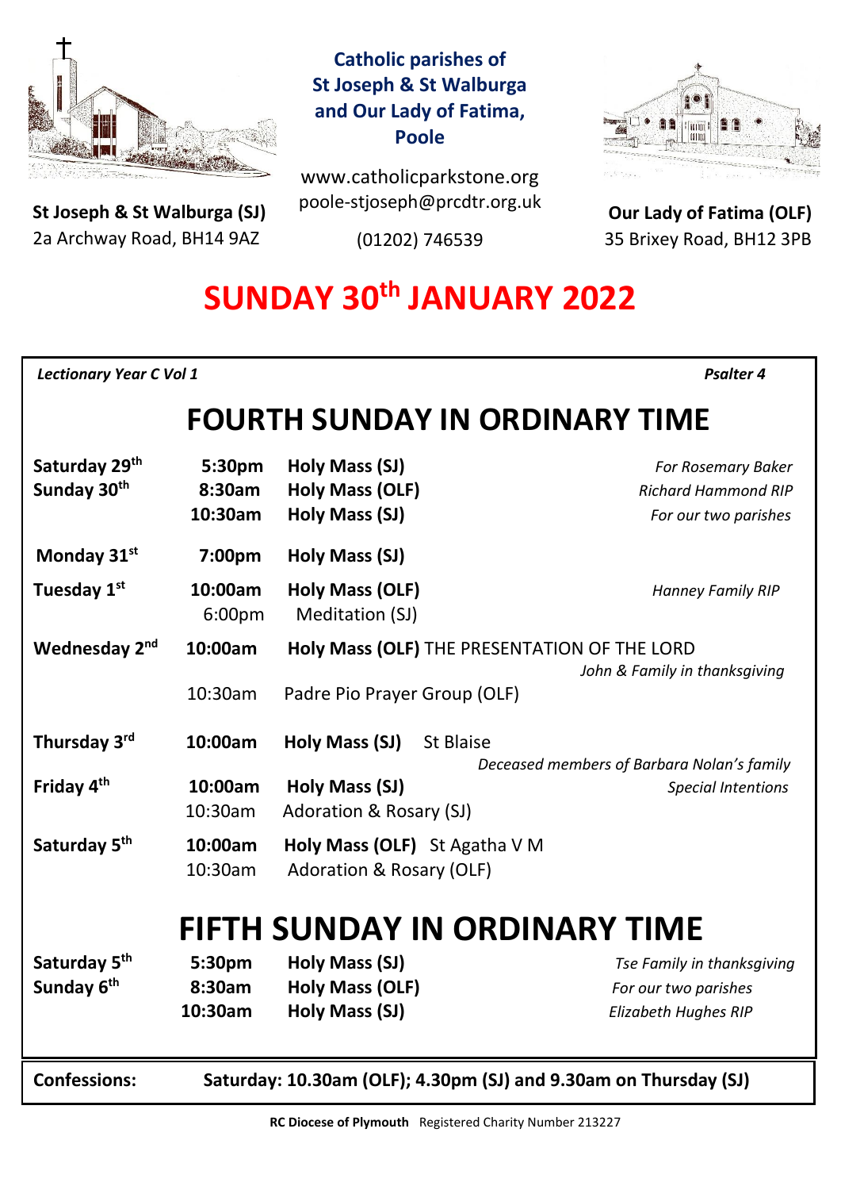**St Joseph & St Walburga (SJ)**
2a Archway Road, BH14 9AZ

**Catholic parishes of St Joseph & St Walburga and Our Lady of Fatima, Poole**

www.catholicparkstone.org
poole-stjoseph@prcdtr.org.uk
(01202) 746539

**Our Lady of Fatima (OLF)**
35 Brixey Road, BH12 3PB

# SUNDAY 30th JANUARY 2022

*Lectionary Year C Vol 1* — *Psalter 4*

## FOURTH SUNDAY IN ORDINARY TIME

| Day | Time | Service | Intention |
|---|---|---|---|
| **Saturday 29th** | **5:30pm** | **Holy Mass (SJ)** | *For Rosemary Baker* |
| **Sunday 30th** | **8:30am** | **Holy Mass (OLF)** | *Richard Hammond RIP* |
| | **10:30am** | **Holy Mass (SJ)** | *For our two parishes* |
| **Monday 31st** | **7:00pm** | **Holy Mass (SJ)** | |
| **Tuesday 1st** | **10:00am** | **Holy Mass (OLF)** | *Hanney Family RIP* |
| | 6:00pm | Meditation (SJ) | |
| **Wednesday 2nd** | **10:00am** | **Holy Mass (OLF)** THE PRESENTATION OF THE LORD | *John & Family in thanksgiving* |
| | 10:30am | Padre Pio Prayer Group (OLF) | |
| **Thursday 3rd** | **10:00am** | **Holy Mass (SJ)** St Blaise | *Deceased members of Barbara Nolan's family* |
| **Friday 4th** | **10:00am** | **Holy Mass (SJ)** | *Special Intentions* |
| | 10:30am | Adoration & Rosary (SJ) | |
| **Saturday 5th** | **10:00am** | **Holy Mass (OLF)** St Agatha V M | |
| | 10:30am | Adoration & Rosary (OLF) | |

## FIFTH SUNDAY IN ORDINARY TIME

| Day | Time | Service | Intention |
|---|---|---|---|
| **Saturday 5th** | **5:30pm** | **Holy Mass (SJ)** | *Tse Family in thanksgiving* |
| **Sunday 6th** | **8:30am** | **Holy Mass (OLF)** | *For our two parishes* |
| | **10:30am** | **Holy Mass (SJ)** | *Elizabeth Hughes RIP* |

**Confessions:** **Saturday: 10.30am (OLF); 4.30pm (SJ) and 9.30am on Thursday (SJ)**

**RC Diocese of Plymouth** Registered Charity Number 213227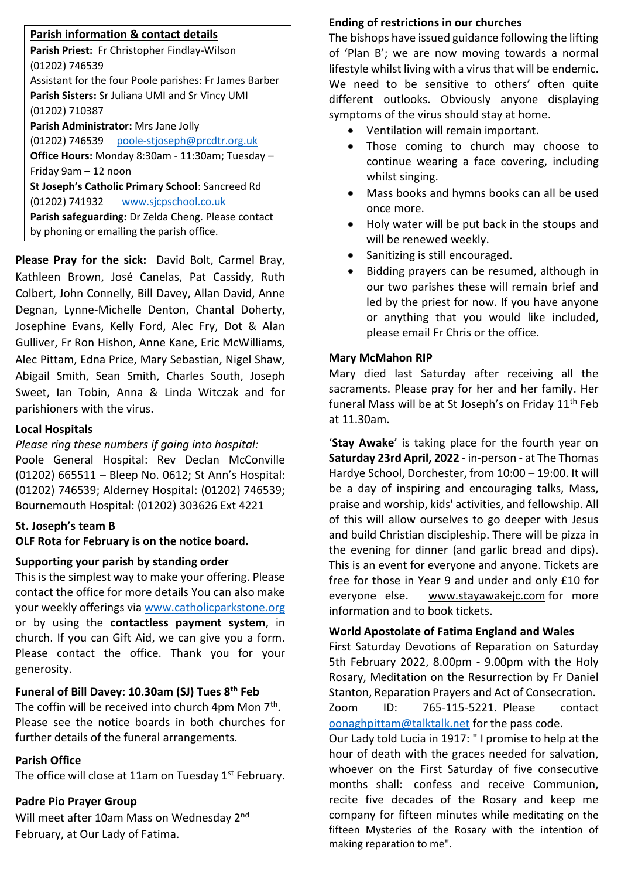**Parish information & contact details**

**Parish Priest:** Fr Christopher Findlay-Wilson (01202) 746539

Assistant for the four Poole parishes: Fr James Barber

**Parish Sisters:** Sr Juliana UMI and Sr Vincy UMI (01202) 710387

**Parish Administrator:** Mrs Jane Jolly (01202) 746539 poole-stjoseph@prcdtr.org.uk

**Office Hours:** Monday 8:30am - 11:30am; Tuesday – Friday 9am – 12 noon

**St Joseph's Catholic Primary School**: Sancreed Rd (01202) 741932 www.sjcpschool.co.uk

**Parish safeguarding:** Dr Zelda Cheng. Please contact by phoning or emailing the parish office.

**Please Pray for the sick:** David Bolt, Carmel Bray, Kathleen Brown, José Canelas, Pat Cassidy, Ruth Colbert, John Connelly, Bill Davey, Allan David, Anne Degnan, Lynne-Michelle Denton, Chantal Doherty, Josephine Evans, Kelly Ford, Alec Fry, Dot & Alan Gulliver, Fr Ron Hishon, Anne Kane, Eric McWilliams, Alec Pittam, Edna Price, Mary Sebastian, Nigel Shaw, Abigail Smith, Sean Smith, Charles South, Joseph Sweet, Ian Tobin, Anna & Linda Witczak and for parishioners with the virus.

**Local Hospitals**

*Please ring these numbers if going into hospital:* Poole General Hospital: Rev Declan McConville (01202) 665511 – Bleep No. 0612; St Ann's Hospital: (01202) 746539; Alderney Hospital: (01202) 746539; Bournemouth Hospital: (01202) 303626 Ext 4221

**St. Joseph's team B**

**OLF Rota for February is on the notice board.**

**Supporting your parish by standing order**

This is the simplest way to make your offering. Please contact the office for more details You can also make your weekly offerings via www.catholicparkstone.org or by using the **contactless payment system**, in church. If you can Gift Aid, we can give you a form. Please contact the office. Thank you for your generosity.

**Funeral of Bill Davey: 10.30am (SJ) Tues 8th Feb**

The coffin will be received into church 4pm Mon 7th. Please see the notice boards in both churches for further details of the funeral arrangements.

**Parish Office**

The office will close at 11am on Tuesday 1st February.

**Padre Pio Prayer Group**

Will meet after 10am Mass on Wednesday 2nd February, at Our Lady of Fatima.

**Ending of restrictions in our churches**

The bishops have issued guidance following the lifting of 'Plan B'; we are now moving towards a normal lifestyle whilst living with a virus that will be endemic. We need to be sensitive to others' often quite different outlooks. Obviously anyone displaying symptoms of the virus should stay at home.

- Ventilation will remain important.
- Those coming to church may choose to continue wearing a face covering, including whilst singing.
- Mass books and hymns books can all be used once more.
- Holy water will be put back in the stoups and will be renewed weekly.
- Sanitizing is still encouraged.
- Bidding prayers can be resumed, although in our two parishes these will remain brief and led by the priest for now. If you have anyone or anything that you would like included, please email Fr Chris or the office.

**Mary McMahon RIP**

Mary died last Saturday after receiving all the sacraments. Please pray for her and her family. Her funeral Mass will be at St Joseph's on Friday 11th Feb at 11.30am.

'**Stay Awake**' is taking place for the fourth year on **Saturday 23rd April, 2022** - in-person - at The Thomas Hardye School, Dorchester, from 10:00 – 19:00. It will be a day of inspiring and encouraging talks, Mass, praise and worship, kids' activities, and fellowship. All of this will allow ourselves to go deeper with Jesus and build Christian discipleship. There will be pizza in the evening for dinner (and garlic bread and dips). This is an event for everyone and anyone. Tickets are free for those in Year 9 and under and only £10 for everyone else. www.stayawakejc.com for more information and to book tickets.

**World Apostolate of Fatima England and Wales**

First Saturday Devotions of Reparation on Saturday 5th February 2022, 8.00pm - 9.00pm with the Holy Rosary, Meditation on the Resurrection by Fr Daniel Stanton, Reparation Prayers and Act of Consecration. Zoom ID: 765-115-5221. Please contact oonaghpittam@talktalk.net for the pass code.

Our Lady told Lucia in 1917: " I promise to help at the hour of death with the graces needed for salvation, whoever on the First Saturday of five consecutive months shall: confess and receive Communion, recite five decades of the Rosary and keep me company for fifteen minutes while meditating on the fifteen Mysteries of the Rosary with the intention of making reparation to me".